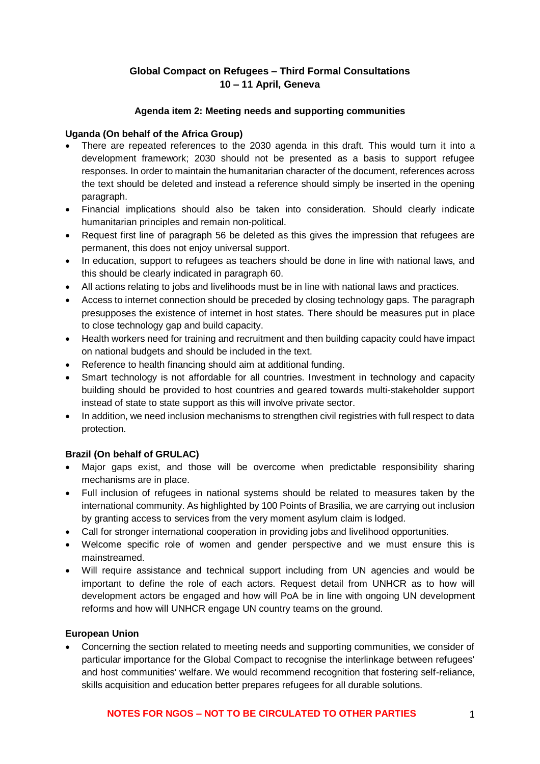# Global Compact on Refugees – Third Formal Consultations
## 10 – 11 April, Geneva

### Agenda item 2: Meeting needs and supporting communities

**Uganda (On behalf of the Africa Group)**

- There are repeated references to the 2030 agenda in this draft. This would turn it into a development framework; 2030 should not be presented as a basis to support refugee responses. In order to maintain the humanitarian character of the document, references across the text should be deleted and instead a reference should simply be inserted in the opening paragraph.
- Financial implications should also be taken into consideration. Should clearly indicate humanitarian principles and remain non-political.
- Request first line of paragraph 56 be deleted as this gives the impression that refugees are permanent, this does not enjoy universal support.
- In education, support to refugees as teachers should be done in line with national laws, and this should be clearly indicated in paragraph 60.
- All actions relating to jobs and livelihoods must be in line with national laws and practices.
- Access to internet connection should be preceded by closing technology gaps. The paragraph presupposes the existence of internet in host states. There should be measures put in place to close technology gap and build capacity.
- Health workers need for training and recruitment and then building capacity could have impact on national budgets and should be included in the text.
- Reference to health financing should aim at additional funding.
- Smart technology is not affordable for all countries. Investment in technology and capacity building should be provided to host countries and geared towards multi-stakeholder support instead of state to state support as this will involve private sector.
- In addition, we need inclusion mechanisms to strengthen civil registries with full respect to data protection.

**Brazil (On behalf of GRULAC)**

- Major gaps exist, and those will be overcome when predictable responsibility sharing mechanisms are in place.
- Full inclusion of refugees in national systems should be related to measures taken by the international community. As highlighted by 100 Points of Brasilia, we are carrying out inclusion by granting access to services from the very moment asylum claim is lodged.
- Call for stronger international cooperation in providing jobs and livelihood opportunities.
- Welcome specific role of women and gender perspective and we must ensure this is mainstreamed.
- Will require assistance and technical support including from UN agencies and would be important to define the role of each actors. Request detail from UNHCR as to how will development actors be engaged and how will PoA be in line with ongoing UN development reforms and how will UNHCR engage UN country teams on the ground.

**European Union**

- Concerning the section related to meeting needs and supporting communities, we consider of particular importance for the Global Compact to recognise the interlinkage between refugees' and host communities' welfare. We would recommend recognition that fostering self-reliance, skills acquisition and education better prepares refugees for all durable solutions.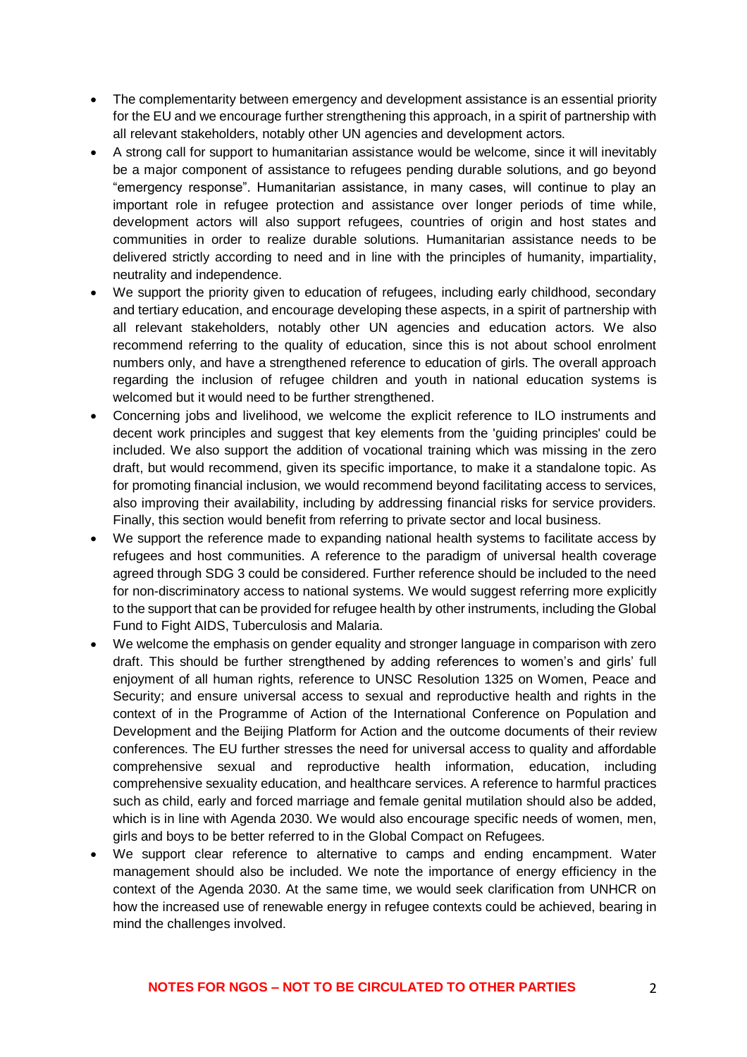- The complementarity between emergency and development assistance is an essential priority for the EU and we encourage further strengthening this approach, in a spirit of partnership with all relevant stakeholders, notably other UN agencies and development actors.
- A strong call for support to humanitarian assistance would be welcome, since it will inevitably be a major component of assistance to refugees pending durable solutions, and go beyond "emergency response". Humanitarian assistance, in many cases, will continue to play an important role in refugee protection and assistance over longer periods of time while, development actors will also support refugees, countries of origin and host states and communities in order to realize durable solutions. Humanitarian assistance needs to be delivered strictly according to need and in line with the principles of humanity, impartiality, neutrality and independence.
- We support the priority given to education of refugees, including early childhood, secondary and tertiary education, and encourage developing these aspects, in a spirit of partnership with all relevant stakeholders, notably other UN agencies and education actors. We also recommend referring to the quality of education, since this is not about school enrolment numbers only, and have a strengthened reference to education of girls. The overall approach regarding the inclusion of refugee children and youth in national education systems is welcomed but it would need to be further strengthened.
- Concerning jobs and livelihood, we welcome the explicit reference to ILO instruments and decent work principles and suggest that key elements from the 'guiding principles' could be included. We also support the addition of vocational training which was missing in the zero draft, but would recommend, given its specific importance, to make it a standalone topic. As for promoting financial inclusion, we would recommend beyond facilitating access to services, also improving their availability, including by addressing financial risks for service providers. Finally, this section would benefit from referring to private sector and local business.
- We support the reference made to expanding national health systems to facilitate access by refugees and host communities. A reference to the paradigm of universal health coverage agreed through SDG 3 could be considered. Further reference should be included to the need for non-discriminatory access to national systems. We would suggest referring more explicitly to the support that can be provided for refugee health by other instruments, including the Global Fund to Fight AIDS, Tuberculosis and Malaria.
- We welcome the emphasis on gender equality and stronger language in comparison with zero draft. This should be further strengthened by adding references to women's and girls' full enjoyment of all human rights, reference to UNSC Resolution 1325 on Women, Peace and Security; and ensure universal access to sexual and reproductive health and rights in the context of in the Programme of Action of the International Conference on Population and Development and the Beijing Platform for Action and the outcome documents of their review conferences. The EU further stresses the need for universal access to quality and affordable comprehensive sexual and reproductive health information, education, including comprehensive sexuality education, and healthcare services. A reference to harmful practices such as child, early and forced marriage and female genital mutilation should also be added, which is in line with Agenda 2030. We would also encourage specific needs of women, men, girls and boys to be better referred to in the Global Compact on Refugees.
- We support clear reference to alternative to camps and ending encampment. Water management should also be included. We note the importance of energy efficiency in the context of the Agenda 2030. At the same time, we would seek clarification from UNHCR on how the increased use of renewable energy in refugee contexts could be achieved, bearing in mind the challenges involved.

**NOTES FOR NGOS – NOT TO BE CIRCULATED TO OTHER PARTIES**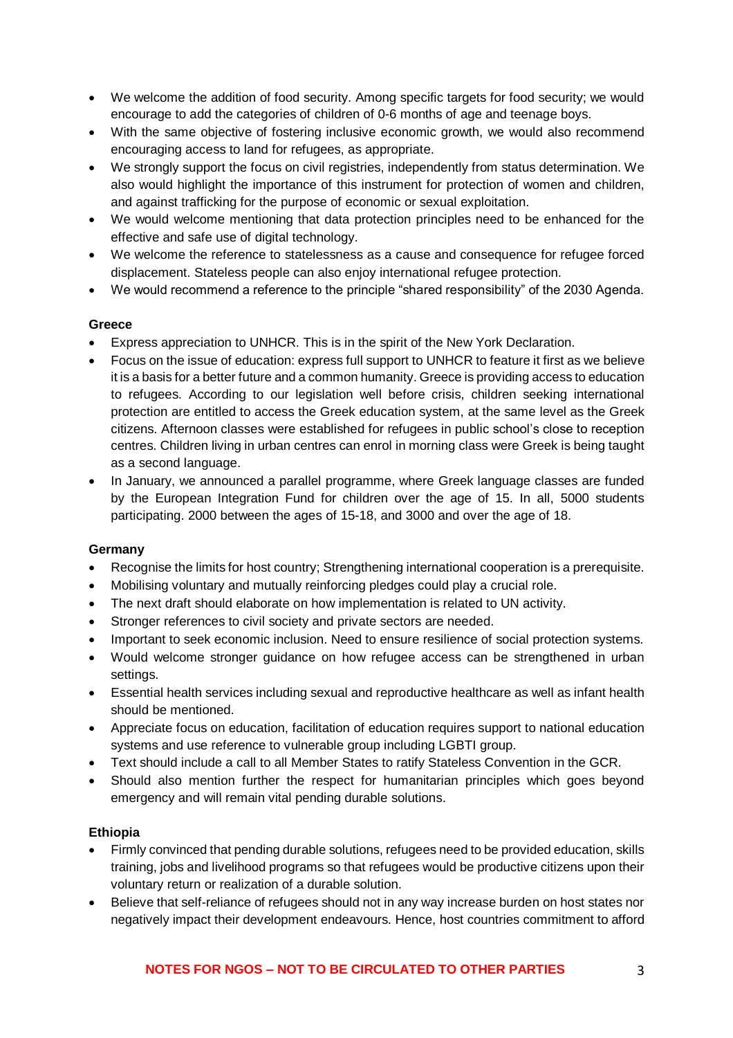- We welcome the addition of food security. Among specific targets for food security; we would encourage to add the categories of children of 0-6 months of age and teenage boys.
- With the same objective of fostering inclusive economic growth, we would also recommend encouraging access to land for refugees, as appropriate.
- We strongly support the focus on civil registries, independently from status determination. We also would highlight the importance of this instrument for protection of women and children, and against trafficking for the purpose of economic or sexual exploitation.
- We would welcome mentioning that data protection principles need to be enhanced for the effective and safe use of digital technology.
- We welcome the reference to statelessness as a cause and consequence for refugee forced displacement. Stateless people can also enjoy international refugee protection.
- We would recommend a reference to the principle "shared responsibility" of the 2030 Agenda.

**Greece**

- Express appreciation to UNHCR. This is in the spirit of the New York Declaration.
- Focus on the issue of education: express full support to UNHCR to feature it first as we believe it is a basis for a better future and a common humanity. Greece is providing access to education to refugees. According to our legislation well before crisis, children seeking international protection are entitled to access the Greek education system, at the same level as the Greek citizens. Afternoon classes were established for refugees in public school's close to reception centres. Children living in urban centres can enrol in morning class were Greek is being taught as a second language.
- In January, we announced a parallel programme, where Greek language classes are funded by the European Integration Fund for children over the age of 15. In all, 5000 students participating. 2000 between the ages of 15-18, and 3000 and over the age of 18.

**Germany**

- Recognise the limits for host country; Strengthening international cooperation is a prerequisite.
- Mobilising voluntary and mutually reinforcing pledges could play a crucial role.
- The next draft should elaborate on how implementation is related to UN activity.
- Stronger references to civil society and private sectors are needed.
- Important to seek economic inclusion. Need to ensure resilience of social protection systems.
- Would welcome stronger guidance on how refugee access can be strengthened in urban settings.
- Essential health services including sexual and reproductive healthcare as well as infant health should be mentioned.
- Appreciate focus on education, facilitation of education requires support to national education systems and use reference to vulnerable group including LGBTI group.
- Text should include a call to all Member States to ratify Stateless Convention in the GCR.
- Should also mention further the respect for humanitarian principles which goes beyond emergency and will remain vital pending durable solutions.

**Ethiopia**

- Firmly convinced that pending durable solutions, refugees need to be provided education, skills training, jobs and livelihood programs so that refugees would be productive citizens upon their voluntary return or realization of a durable solution.
- Believe that self-reliance of refugees should not in any way increase burden on host states nor negatively impact their development endeavours. Hence, host countries commitment to afford

NOTES FOR NGOS – NOT TO BE CIRCULATED TO OTHER PARTIES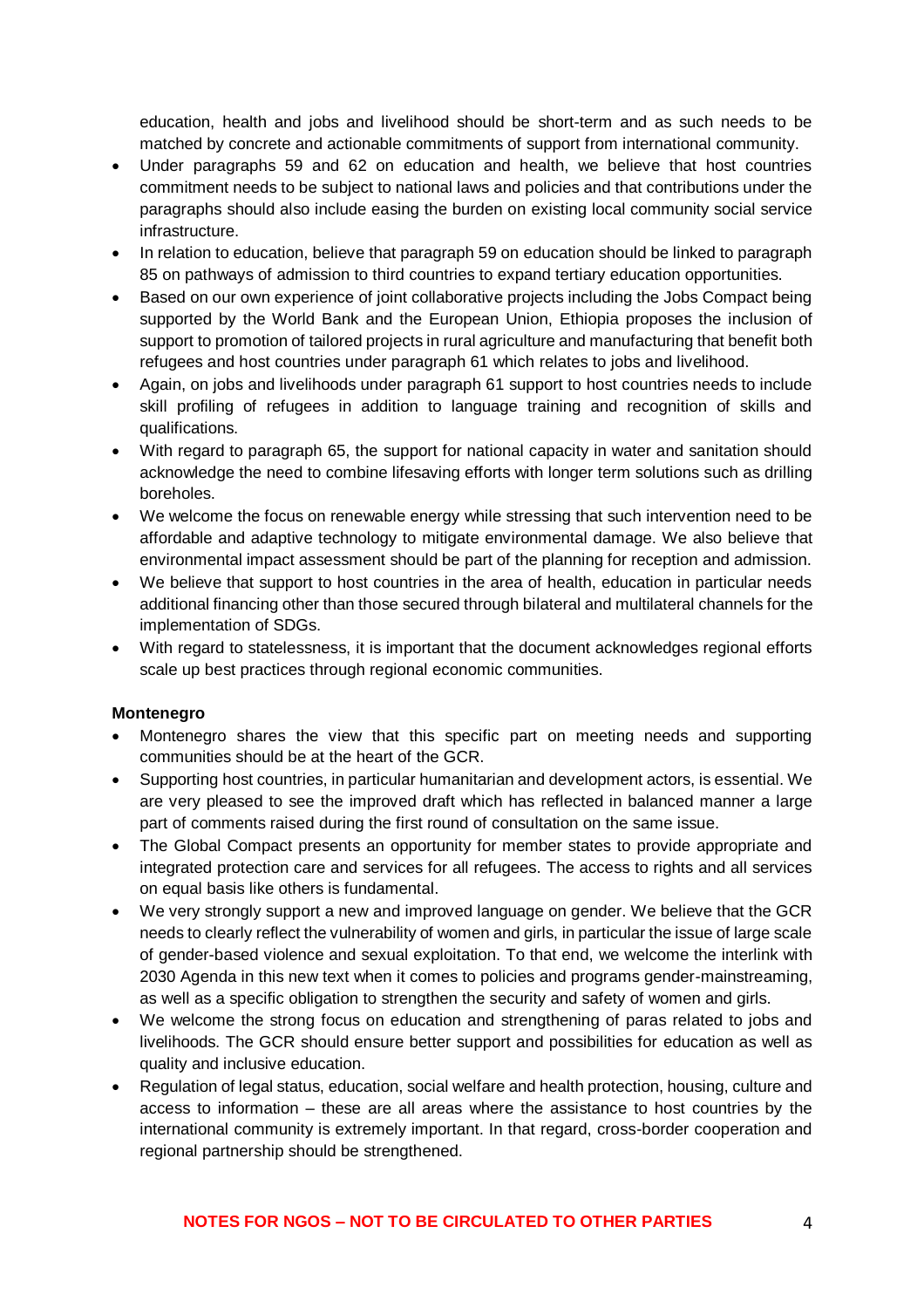education, health and jobs and livelihood should be short-term and as such needs to be matched by concrete and actionable commitments of support from international community.

- Under paragraphs 59 and 62 on education and health, we believe that host countries commitment needs to be subject to national laws and policies and that contributions under the paragraphs should also include easing the burden on existing local community social service infrastructure.
- In relation to education, believe that paragraph 59 on education should be linked to paragraph 85 on pathways of admission to third countries to expand tertiary education opportunities.
- Based on our own experience of joint collaborative projects including the Jobs Compact being supported by the World Bank and the European Union, Ethiopia proposes the inclusion of support to promotion of tailored projects in rural agriculture and manufacturing that benefit both refugees and host countries under paragraph 61 which relates to jobs and livelihood.
- Again, on jobs and livelihoods under paragraph 61 support to host countries needs to include skill profiling of refugees in addition to language training and recognition of skills and qualifications.
- With regard to paragraph 65, the support for national capacity in water and sanitation should acknowledge the need to combine lifesaving efforts with longer term solutions such as drilling boreholes.
- We welcome the focus on renewable energy while stressing that such intervention need to be affordable and adaptive technology to mitigate environmental damage. We also believe that environmental impact assessment should be part of the planning for reception and admission.
- We believe that support to host countries in the area of health, education in particular needs additional financing other than those secured through bilateral and multilateral channels for the implementation of SDGs.
- With regard to statelessness, it is important that the document acknowledges regional efforts scale up best practices through regional economic communities.

**Montenegro**

- Montenegro shares the view that this specific part on meeting needs and supporting communities should be at the heart of the GCR.
- Supporting host countries, in particular humanitarian and development actors, is essential. We are very pleased to see the improved draft which has reflected in balanced manner a large part of comments raised during the first round of consultation on the same issue.
- The Global Compact presents an opportunity for member states to provide appropriate and integrated protection care and services for all refugees. The access to rights and all services on equal basis like others is fundamental.
- We very strongly support a new and improved language on gender. We believe that the GCR needs to clearly reflect the vulnerability of women and girls, in particular the issue of large scale of gender-based violence and sexual exploitation. To that end, we welcome the interlink with 2030 Agenda in this new text when it comes to policies and programs gender-mainstreaming, as well as a specific obligation to strengthen the security and safety of women and girls.
- We welcome the strong focus on education and strengthening of paras related to jobs and livelihoods. The GCR should ensure better support and possibilities for education as well as quality and inclusive education.
- Regulation of legal status, education, social welfare and health protection, housing, culture and access to information – these are all areas where the assistance to host countries by the international community is extremely important. In that regard, cross-border cooperation and regional partnership should be strengthened.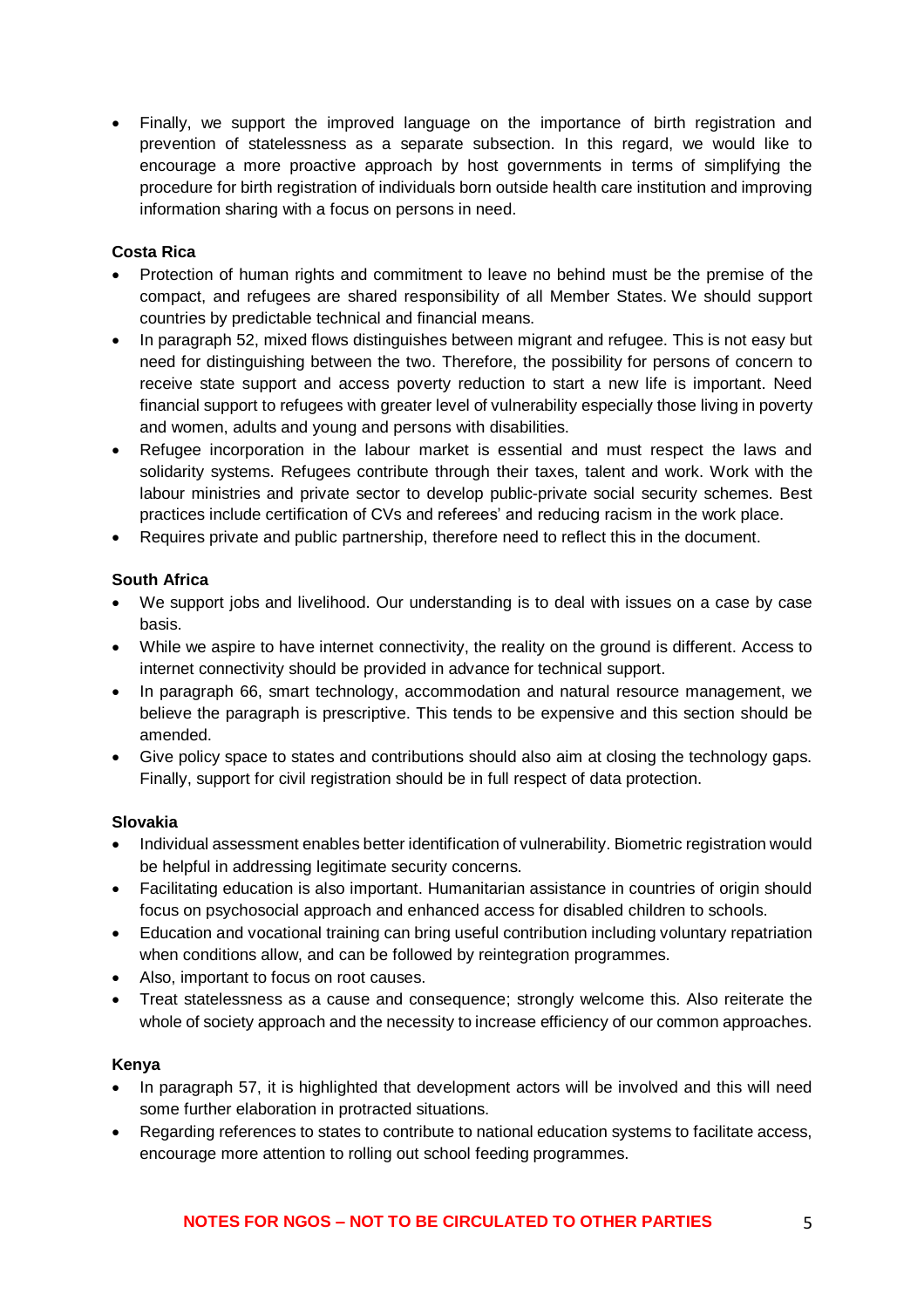- Finally, we support the improved language on the importance of birth registration and prevention of statelessness as a separate subsection. In this regard, we would like to encourage a more proactive approach by host governments in terms of simplifying the procedure for birth registration of individuals born outside health care institution and improving information sharing with a focus on persons in need.

**Costa Rica**

- Protection of human rights and commitment to leave no behind must be the premise of the compact, and refugees are shared responsibility of all Member States. We should support countries by predictable technical and financial means.
- In paragraph 52, mixed flows distinguishes between migrant and refugee. This is not easy but need for distinguishing between the two. Therefore, the possibility for persons of concern to receive state support and access poverty reduction to start a new life is important. Need financial support to refugees with greater level of vulnerability especially those living in poverty and women, adults and young and persons with disabilities.
- Refugee incorporation in the labour market is essential and must respect the laws and solidarity systems. Refugees contribute through their taxes, talent and work. Work with the labour ministries and private sector to develop public-private social security schemes. Best practices include certification of CVs and referees' and reducing racism in the work place.
- Requires private and public partnership, therefore need to reflect this in the document.

**South Africa**

- We support jobs and livelihood. Our understanding is to deal with issues on a case by case basis.
- While we aspire to have internet connectivity, the reality on the ground is different. Access to internet connectivity should be provided in advance for technical support.
- In paragraph 66, smart technology, accommodation and natural resource management, we believe the paragraph is prescriptive. This tends to be expensive and this section should be amended.
- Give policy space to states and contributions should also aim at closing the technology gaps. Finally, support for civil registration should be in full respect of data protection.

**Slovakia**

- Individual assessment enables better identification of vulnerability. Biometric registration would be helpful in addressing legitimate security concerns.
- Facilitating education is also important. Humanitarian assistance in countries of origin should focus on psychosocial approach and enhanced access for disabled children to schools.
- Education and vocational training can bring useful contribution including voluntary repatriation when conditions allow, and can be followed by reintegration programmes.
- Also, important to focus on root causes.
- Treat statelessness as a cause and consequence; strongly welcome this. Also reiterate the whole of society approach and the necessity to increase efficiency of our common approaches.

**Kenya**

- In paragraph 57, it is highlighted that development actors will be involved and this will need some further elaboration in protracted situations.
- Regarding references to states to contribute to national education systems to facilitate access, encourage more attention to rolling out school feeding programmes.

NOTES FOR NGOS – NOT TO BE CIRCULATED TO OTHER PARTIES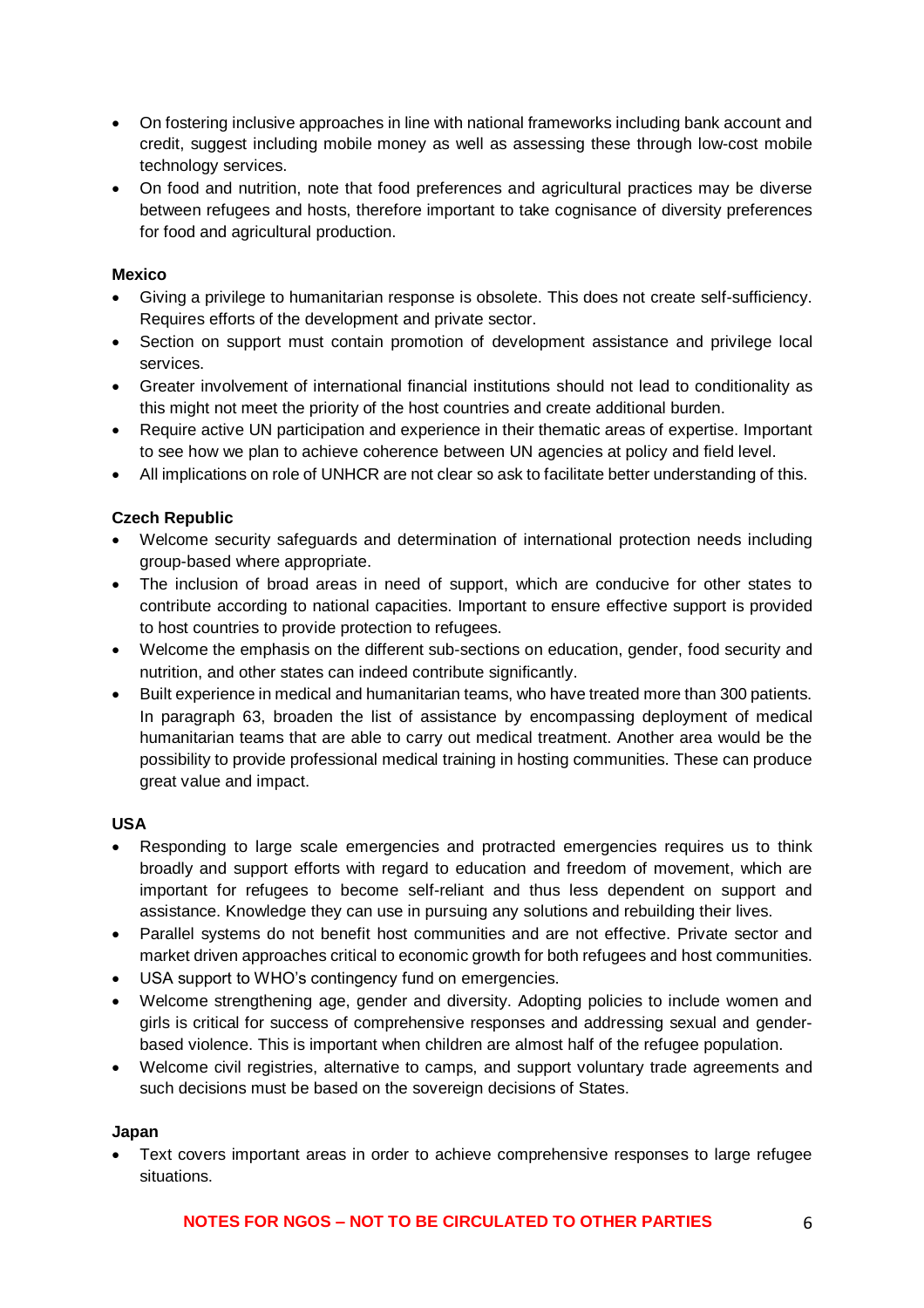- On fostering inclusive approaches in line with national frameworks including bank account and credit, suggest including mobile money as well as assessing these through low-cost mobile technology services.
- On food and nutrition, note that food preferences and agricultural practices may be diverse between refugees and hosts, therefore important to take cognisance of diversity preferences for food and agricultural production.

**Mexico**

- Giving a privilege to humanitarian response is obsolete. This does not create self-sufficiency. Requires efforts of the development and private sector.
- Section on support must contain promotion of development assistance and privilege local services.
- Greater involvement of international financial institutions should not lead to conditionality as this might not meet the priority of the host countries and create additional burden.
- Require active UN participation and experience in their thematic areas of expertise. Important to see how we plan to achieve coherence between UN agencies at policy and field level.
- All implications on role of UNHCR are not clear so ask to facilitate better understanding of this.

**Czech Republic**

- Welcome security safeguards and determination of international protection needs including group-based where appropriate.
- The inclusion of broad areas in need of support, which are conducive for other states to contribute according to national capacities. Important to ensure effective support is provided to host countries to provide protection to refugees.
- Welcome the emphasis on the different sub-sections on education, gender, food security and nutrition, and other states can indeed contribute significantly.
- Built experience in medical and humanitarian teams, who have treated more than 300 patients. In paragraph 63, broaden the list of assistance by encompassing deployment of medical humanitarian teams that are able to carry out medical treatment. Another area would be the possibility to provide professional medical training in hosting communities. These can produce great value and impact.

**USA**

- Responding to large scale emergencies and protracted emergencies requires us to think broadly and support efforts with regard to education and freedom of movement, which are important for refugees to become self-reliant and thus less dependent on support and assistance. Knowledge they can use in pursuing any solutions and rebuilding their lives.
- Parallel systems do not benefit host communities and are not effective. Private sector and market driven approaches critical to economic growth for both refugees and host communities.
- USA support to WHO's contingency fund on emergencies.
- Welcome strengthening age, gender and diversity. Adopting policies to include women and girls is critical for success of comprehensive responses and addressing sexual and gender-based violence. This is important when children are almost half of the refugee population.
- Welcome civil registries, alternative to camps, and support voluntary trade agreements and such decisions must be based on the sovereign decisions of States.

**Japan**

- Text covers important areas in order to achieve comprehensive responses to large refugee situations.

NOTES FOR NGOS – NOT TO BE CIRCULATED TO OTHER PARTIES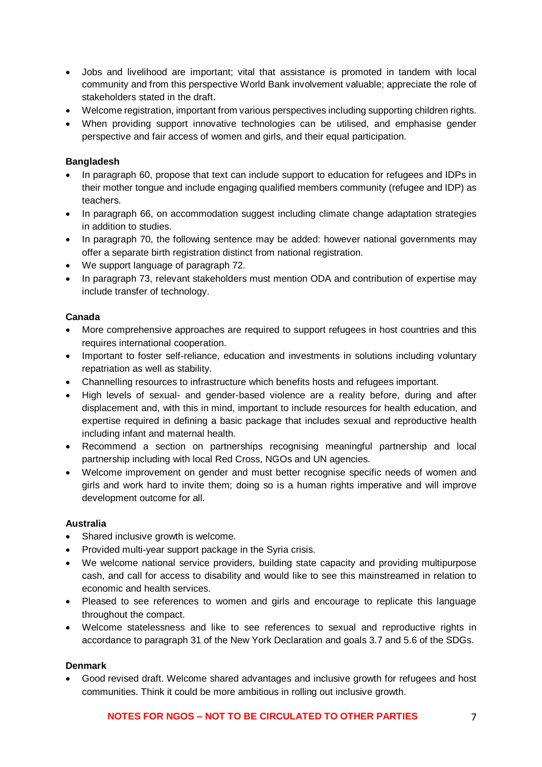- Jobs and livelihood are important; vital that assistance is promoted in tandem with local community and from this perspective World Bank involvement valuable; appreciate the role of stakeholders stated in the draft.
- Welcome registration, important from various perspectives including supporting children rights.
- When providing support innovative technologies can be utilised, and emphasise gender perspective and fair access of women and girls, and their equal participation.

**Bangladesh**

- In paragraph 60, propose that text can include support to education for refugees and IDPs in their mother tongue and include engaging qualified members community (refugee and IDP) as teachers.
- In paragraph 66, on accommodation suggest including climate change adaptation strategies in addition to studies.
- In paragraph 70, the following sentence may be added: however national governments may offer a separate birth registration distinct from national registration.
- We support language of paragraph 72.
- In paragraph 73, relevant stakeholders must mention ODA and contribution of expertise may include transfer of technology.

**Canada**

- More comprehensive approaches are required to support refugees in host countries and this requires international cooperation.
- Important to foster self-reliance, education and investments in solutions including voluntary repatriation as well as stability.
- Channelling resources to infrastructure which benefits hosts and refugees important.
- High levels of sexual- and gender-based violence are a reality before, during and after displacement and, with this in mind, important to include resources for health education, and expertise required in defining a basic package that includes sexual and reproductive health including infant and maternal health.
- Recommend a section on partnerships recognising meaningful partnership and local partnership including with local Red Cross, NGOs and UN agencies.
- Welcome improvement on gender and must better recognise specific needs of women and girls and work hard to invite them; doing so is a human rights imperative and will improve development outcome for all.

**Australia**

- Shared inclusive growth is welcome.
- Provided multi-year support package in the Syria crisis.
- We welcome national service providers, building state capacity and providing multipurpose cash, and call for access to disability and would like to see this mainstreamed in relation to economic and health services.
- Pleased to see references to women and girls and encourage to replicate this language throughout the compact.
- Welcome statelessness and like to see references to sexual and reproductive rights in accordance to paragraph 31 of the New York Declaration and goals 3.7 and 5.6 of the SDGs.

**Denmark**

- Good revised draft. Welcome shared advantages and inclusive growth for refugees and host communities. Think it could be more ambitious in rolling out inclusive growth.

**NOTES FOR NGOS – NOT TO BE CIRCULATED TO OTHER PARTIES**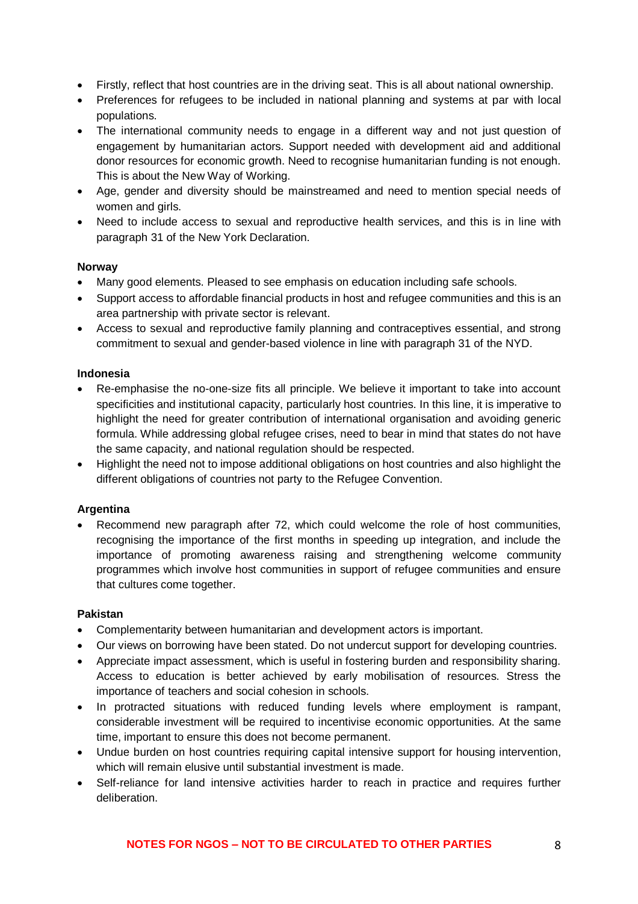- Firstly, reflect that host countries are in the driving seat. This is all about national ownership.
- Preferences for refugees to be included in national planning and systems at par with local populations.
- The international community needs to engage in a different way and not just question of engagement by humanitarian actors. Support needed with development aid and additional donor resources for economic growth. Need to recognise humanitarian funding is not enough. This is about the New Way of Working.
- Age, gender and diversity should be mainstreamed and need to mention special needs of women and girls.
- Need to include access to sexual and reproductive health services, and this is in line with paragraph 31 of the New York Declaration.

**Norway**

- Many good elements. Pleased to see emphasis on education including safe schools.
- Support access to affordable financial products in host and refugee communities and this is an area partnership with private sector is relevant.
- Access to sexual and reproductive family planning and contraceptives essential, and strong commitment to sexual and gender-based violence in line with paragraph 31 of the NYD.

**Indonesia**

- Re-emphasise the no-one-size fits all principle. We believe it important to take into account specificities and institutional capacity, particularly host countries. In this line, it is imperative to highlight the need for greater contribution of international organisation and avoiding generic formula. While addressing global refugee crises, need to bear in mind that states do not have the same capacity, and national regulation should be respected.
- Highlight the need not to impose additional obligations on host countries and also highlight the different obligations of countries not party to the Refugee Convention.

**Argentina**

- Recommend new paragraph after 72, which could welcome the role of host communities, recognising the importance of the first months in speeding up integration, and include the importance of promoting awareness raising and strengthening welcome community programmes which involve host communities in support of refugee communities and ensure that cultures come together.

**Pakistan**

- Complementarity between humanitarian and development actors is important.
- Our views on borrowing have been stated. Do not undercut support for developing countries.
- Appreciate impact assessment, which is useful in fostering burden and responsibility sharing. Access to education is better achieved by early mobilisation of resources. Stress the importance of teachers and social cohesion in schools.
- In protracted situations with reduced funding levels where employment is rampant, considerable investment will be required to incentivise economic opportunities. At the same time, important to ensure this does not become permanent.
- Undue burden on host countries requiring capital intensive support for housing intervention, which will remain elusive until substantial investment is made.
- Self-reliance for land intensive activities harder to reach in practice and requires further deliberation.

**NOTES FOR NGOS – NOT TO BE CIRCULATED TO OTHER PARTIES**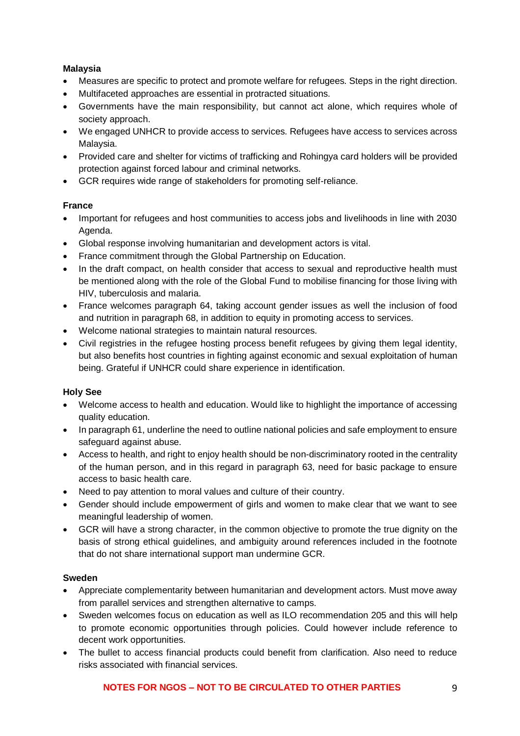**Malaysia**

- Measures are specific to protect and promote welfare for refugees. Steps in the right direction.
- Multifaceted approaches are essential in protracted situations.
- Governments have the main responsibility, but cannot act alone, which requires whole of society approach.
- We engaged UNHCR to provide access to services. Refugees have access to services across Malaysia.
- Provided care and shelter for victims of trafficking and Rohingya card holders will be provided protection against forced labour and criminal networks.
- GCR requires wide range of stakeholders for promoting self-reliance.

**France**

- Important for refugees and host communities to access jobs and livelihoods in line with 2030 Agenda.
- Global response involving humanitarian and development actors is vital.
- France commitment through the Global Partnership on Education.
- In the draft compact, on health consider that access to sexual and reproductive health must be mentioned along with the role of the Global Fund to mobilise financing for those living with HIV, tuberculosis and malaria.
- France welcomes paragraph 64, taking account gender issues as well the inclusion of food and nutrition in paragraph 68, in addition to equity in promoting access to services.
- Welcome national strategies to maintain natural resources.
- Civil registries in the refugee hosting process benefit refugees by giving them legal identity, but also benefits host countries in fighting against economic and sexual exploitation of human being. Grateful if UNHCR could share experience in identification.

**Holy See**

- Welcome access to health and education. Would like to highlight the importance of accessing quality education.
- In paragraph 61, underline the need to outline national policies and safe employment to ensure safeguard against abuse.
- Access to health, and right to enjoy health should be non-discriminatory rooted in the centrality of the human person, and in this regard in paragraph 63, need for basic package to ensure access to basic health care.
- Need to pay attention to moral values and culture of their country.
- Gender should include empowerment of girls and women to make clear that we want to see meaningful leadership of women.
- GCR will have a strong character, in the common objective to promote the true dignity on the basis of strong ethical guidelines, and ambiguity around references included in the footnote that do not share international support man undermine GCR.

**Sweden**

- Appreciate complementarity between humanitarian and development actors. Must move away from parallel services and strengthen alternative to camps.
- Sweden welcomes focus on education as well as ILO recommendation 205 and this will help to promote economic opportunities through policies. Could however include reference to decent work opportunities.
- The bullet to access financial products could benefit from clarification. Also need to reduce risks associated with financial services.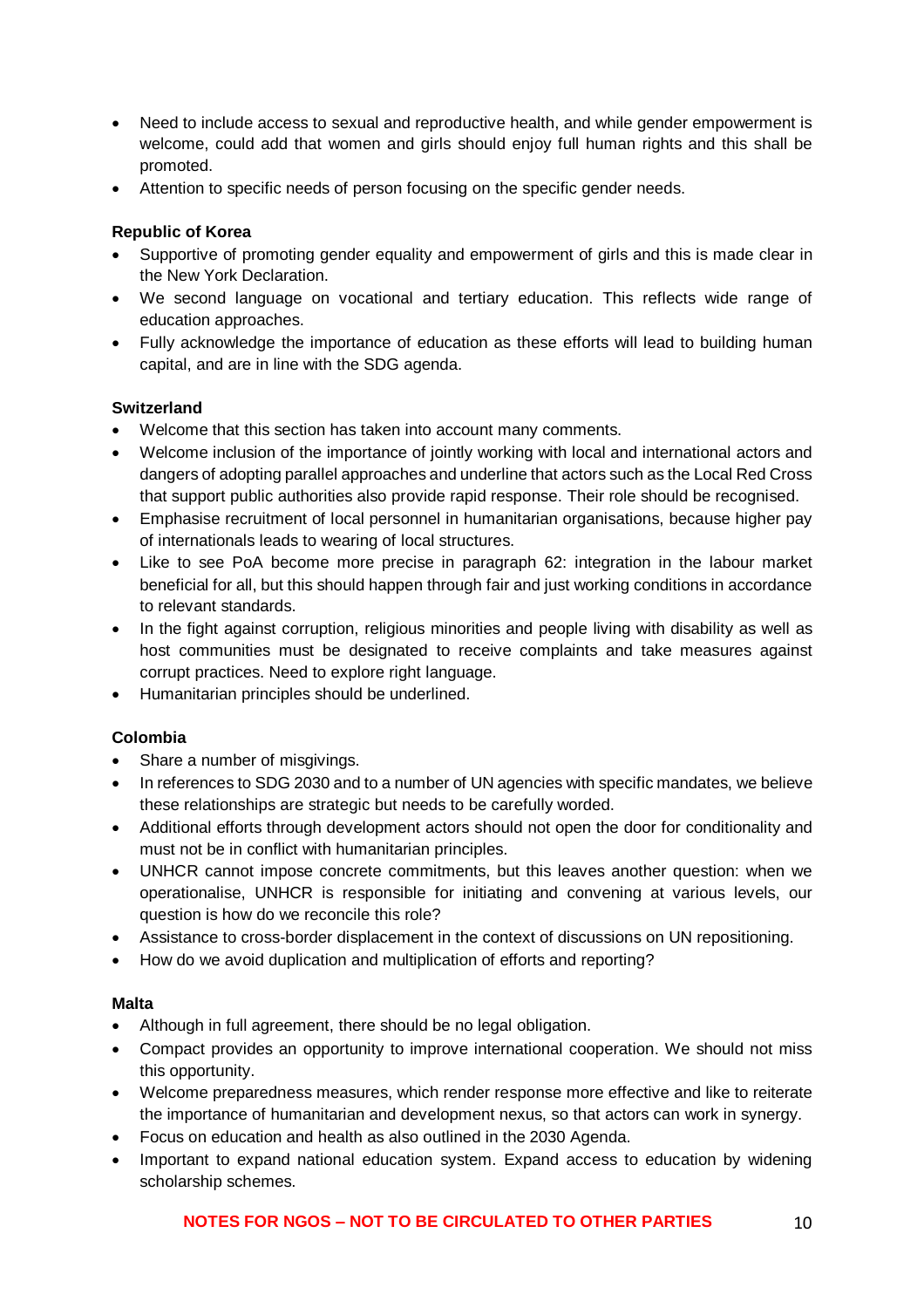- Need to include access to sexual and reproductive health, and while gender empowerment is welcome, could add that women and girls should enjoy full human rights and this shall be promoted.
- Attention to specific needs of person focusing on the specific gender needs.

**Republic of Korea**

- Supportive of promoting gender equality and empowerment of girls and this is made clear in the New York Declaration.
- We second language on vocational and tertiary education. This reflects wide range of education approaches.
- Fully acknowledge the importance of education as these efforts will lead to building human capital, and are in line with the SDG agenda.

**Switzerland**

- Welcome that this section has taken into account many comments.
- Welcome inclusion of the importance of jointly working with local and international actors and dangers of adopting parallel approaches and underline that actors such as the Local Red Cross that support public authorities also provide rapid response. Their role should be recognised.
- Emphasise recruitment of local personnel in humanitarian organisations, because higher pay of internationals leads to wearing of local structures.
- Like to see PoA become more precise in paragraph 62: integration in the labour market beneficial for all, but this should happen through fair and just working conditions in accordance to relevant standards.
- In the fight against corruption, religious minorities and people living with disability as well as host communities must be designated to receive complaints and take measures against corrupt practices. Need to explore right language.
- Humanitarian principles should be underlined.

**Colombia**

- Share a number of misgivings.
- In references to SDG 2030 and to a number of UN agencies with specific mandates, we believe these relationships are strategic but needs to be carefully worded.
- Additional efforts through development actors should not open the door for conditionality and must not be in conflict with humanitarian principles.
- UNHCR cannot impose concrete commitments, but this leaves another question: when we operationalise, UNHCR is responsible for initiating and convening at various levels, our question is how do we reconcile this role?
- Assistance to cross-border displacement in the context of discussions on UN repositioning.
- How do we avoid duplication and multiplication of efforts and reporting?

**Malta**

- Although in full agreement, there should be no legal obligation.
- Compact provides an opportunity to improve international cooperation. We should not miss this opportunity.
- Welcome preparedness measures, which render response more effective and like to reiterate the importance of humanitarian and development nexus, so that actors can work in synergy.
- Focus on education and health as also outlined in the 2030 Agenda.
- Important to expand national education system. Expand access to education by widening scholarship schemes.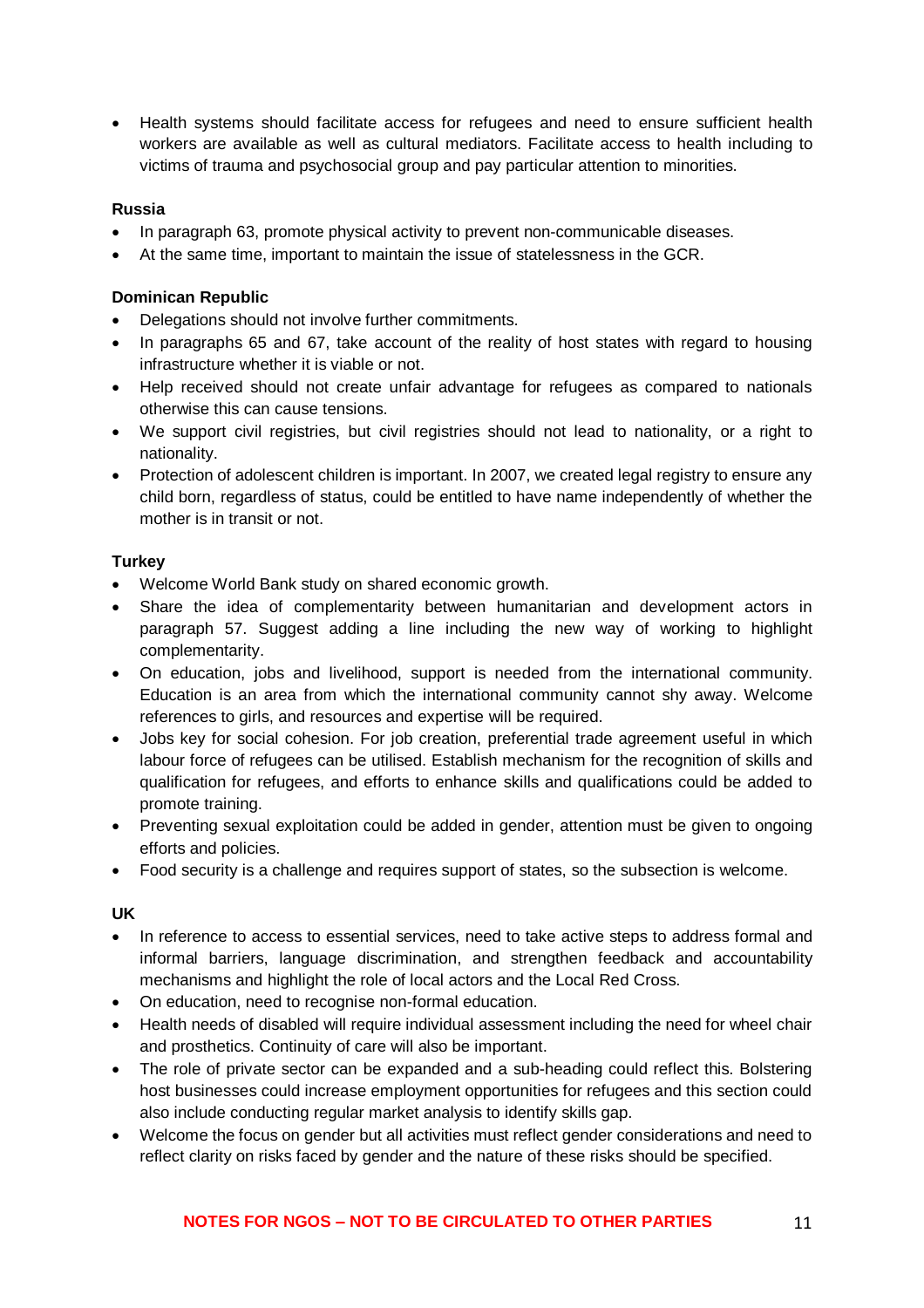- Health systems should facilitate access for refugees and need to ensure sufficient health workers are available as well as cultural mediators. Facilitate access to health including to victims of trauma and psychosocial group and pay particular attention to minorities.

**Russia**

- In paragraph 63, promote physical activity to prevent non-communicable diseases.
- At the same time, important to maintain the issue of statelessness in the GCR.

**Dominican Republic**

- Delegations should not involve further commitments.
- In paragraphs 65 and 67, take account of the reality of host states with regard to housing infrastructure whether it is viable or not.
- Help received should not create unfair advantage for refugees as compared to nationals otherwise this can cause tensions.
- We support civil registries, but civil registries should not lead to nationality, or a right to nationality.
- Protection of adolescent children is important. In 2007, we created legal registry to ensure any child born, regardless of status, could be entitled to have name independently of whether the mother is in transit or not.

**Turkey**

- Welcome World Bank study on shared economic growth.
- Share the idea of complementarity between humanitarian and development actors in paragraph 57. Suggest adding a line including the new way of working to highlight complementarity.
- On education, jobs and livelihood, support is needed from the international community. Education is an area from which the international community cannot shy away. Welcome references to girls, and resources and expertise will be required.
- Jobs key for social cohesion. For job creation, preferential trade agreement useful in which labour force of refugees can be utilised. Establish mechanism for the recognition of skills and qualification for refugees, and efforts to enhance skills and qualifications could be added to promote training.
- Preventing sexual exploitation could be added in gender, attention must be given to ongoing efforts and policies.
- Food security is a challenge and requires support of states, so the subsection is welcome.

**UK**

- In reference to access to essential services, need to take active steps to address formal and informal barriers, language discrimination, and strengthen feedback and accountability mechanisms and highlight the role of local actors and the Local Red Cross.
- On education, need to recognise non-formal education.
- Health needs of disabled will require individual assessment including the need for wheel chair and prosthetics. Continuity of care will also be important.
- The role of private sector can be expanded and a sub-heading could reflect this. Bolstering host businesses could increase employment opportunities for refugees and this section could also include conducting regular market analysis to identify skills gap.
- Welcome the focus on gender but all activities must reflect gender considerations and need to reflect clarity on risks faced by gender and the nature of these risks should be specified.

NOTES FOR NGOS – NOT TO BE CIRCULATED TO OTHER PARTIES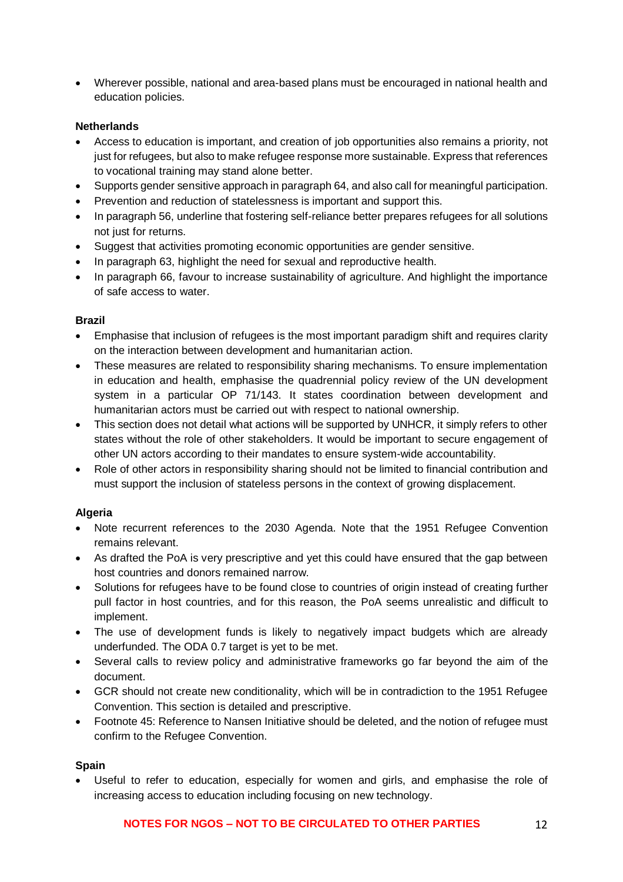- Wherever possible, national and area-based plans must be encouraged in national health and education policies.

**Netherlands**

- Access to education is important, and creation of job opportunities also remains a priority, not just for refugees, but also to make refugee response more sustainable. Express that references to vocational training may stand alone better.
- Supports gender sensitive approach in paragraph 64, and also call for meaningful participation.
- Prevention and reduction of statelessness is important and support this.
- In paragraph 56, underline that fostering self-reliance better prepares refugees for all solutions not just for returns.
- Suggest that activities promoting economic opportunities are gender sensitive.
- In paragraph 63, highlight the need for sexual and reproductive health.
- In paragraph 66, favour to increase sustainability of agriculture. And highlight the importance of safe access to water.

**Brazil**

- Emphasise that inclusion of refugees is the most important paradigm shift and requires clarity on the interaction between development and humanitarian action.
- These measures are related to responsibility sharing mechanisms. To ensure implementation in education and health, emphasise the quadrennial policy review of the UN development system in a particular OP 71/143. It states coordination between development and humanitarian actors must be carried out with respect to national ownership.
- This section does not detail what actions will be supported by UNHCR, it simply refers to other states without the role of other stakeholders. It would be important to secure engagement of other UN actors according to their mandates to ensure system-wide accountability.
- Role of other actors in responsibility sharing should not be limited to financial contribution and must support the inclusion of stateless persons in the context of growing displacement.

**Algeria**

- Note recurrent references to the 2030 Agenda. Note that the 1951 Refugee Convention remains relevant.
- As drafted the PoA is very prescriptive and yet this could have ensured that the gap between host countries and donors remained narrow.
- Solutions for refugees have to be found close to countries of origin instead of creating further pull factor in host countries, and for this reason, the PoA seems unrealistic and difficult to implement.
- The use of development funds is likely to negatively impact budgets which are already underfunded. The ODA 0.7 target is yet to be met.
- Several calls to review policy and administrative frameworks go far beyond the aim of the document.
- GCR should not create new conditionality, which will be in contradiction to the 1951 Refugee Convention. This section is detailed and prescriptive.
- Footnote 45: Reference to Nansen Initiative should be deleted, and the notion of refugee must confirm to the Refugee Convention.

**Spain**

- Useful to refer to education, especially for women and girls, and emphasise the role of increasing access to education including focusing on new technology.

**NOTES FOR NGOS – NOT TO BE CIRCULATED TO OTHER PARTIES**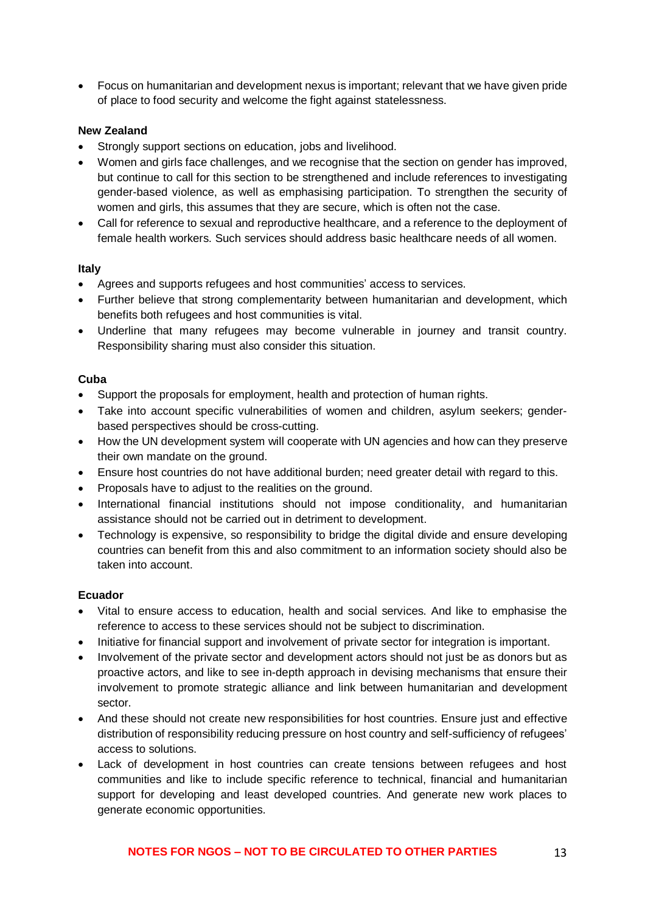- Focus on humanitarian and development nexus is important; relevant that we have given pride of place to food security and welcome the fight against statelessness.

**New Zealand**

- Strongly support sections on education, jobs and livelihood.
- Women and girls face challenges, and we recognise that the section on gender has improved, but continue to call for this section to be strengthened and include references to investigating gender-based violence, as well as emphasising participation. To strengthen the security of women and girls, this assumes that they are secure, which is often not the case.
- Call for reference to sexual and reproductive healthcare, and a reference to the deployment of female health workers. Such services should address basic healthcare needs of all women.

**Italy**

- Agrees and supports refugees and host communities' access to services.
- Further believe that strong complementarity between humanitarian and development, which benefits both refugees and host communities is vital.
- Underline that many refugees may become vulnerable in journey and transit country. Responsibility sharing must also consider this situation.

**Cuba**

- Support the proposals for employment, health and protection of human rights.
- Take into account specific vulnerabilities of women and children, asylum seekers; gender-based perspectives should be cross-cutting.
- How the UN development system will cooperate with UN agencies and how can they preserve their own mandate on the ground.
- Ensure host countries do not have additional burden; need greater detail with regard to this.
- Proposals have to adjust to the realities on the ground.
- International financial institutions should not impose conditionality, and humanitarian assistance should not be carried out in detriment to development.
- Technology is expensive, so responsibility to bridge the digital divide and ensure developing countries can benefit from this and also commitment to an information society should also be taken into account.

**Ecuador**

- Vital to ensure access to education, health and social services. And like to emphasise the reference to access to these services should not be subject to discrimination.
- Initiative for financial support and involvement of private sector for integration is important.
- Involvement of the private sector and development actors should not just be as donors but as proactive actors, and like to see in-depth approach in devising mechanisms that ensure their involvement to promote strategic alliance and link between humanitarian and development sector.
- And these should not create new responsibilities for host countries. Ensure just and effective distribution of responsibility reducing pressure on host country and self-sufficiency of refugees' access to solutions.
- Lack of development in host countries can create tensions between refugees and host communities and like to include specific reference to technical, financial and humanitarian support for developing and least developed countries. And generate new work places to generate economic opportunities.

NOTES FOR NGOS – NOT TO BE CIRCULATED TO OTHER PARTIES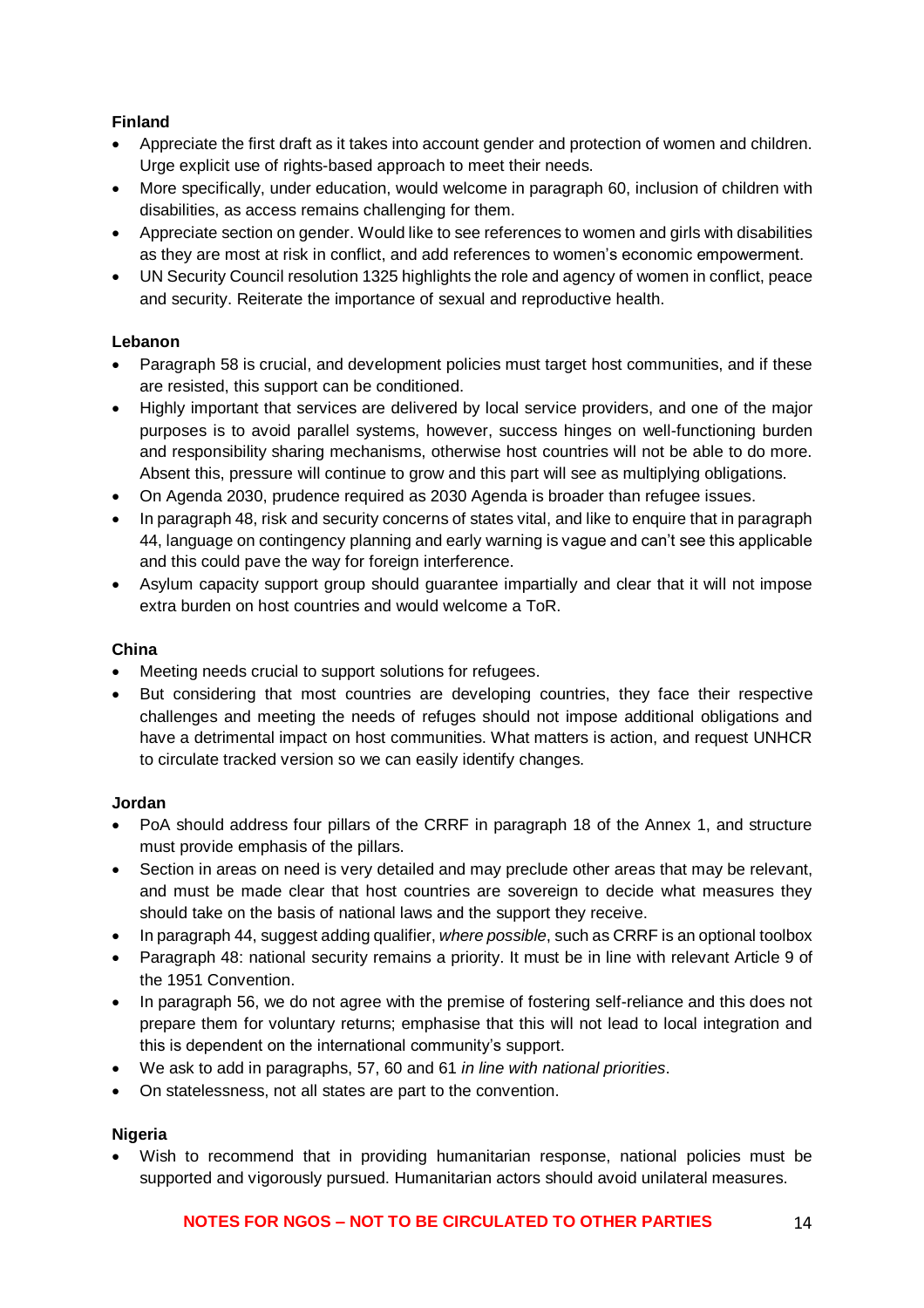**Finland**

- Appreciate the first draft as it takes into account gender and protection of women and children. Urge explicit use of rights-based approach to meet their needs.
- More specifically, under education, would welcome in paragraph 60, inclusion of children with disabilities, as access remains challenging for them.
- Appreciate section on gender. Would like to see references to women and girls with disabilities as they are most at risk in conflict, and add references to women's economic empowerment.
- UN Security Council resolution 1325 highlights the role and agency of women in conflict, peace and security. Reiterate the importance of sexual and reproductive health.

**Lebanon**

- Paragraph 58 is crucial, and development policies must target host communities, and if these are resisted, this support can be conditioned.
- Highly important that services are delivered by local service providers, and one of the major purposes is to avoid parallel systems, however, success hinges on well-functioning burden and responsibility sharing mechanisms, otherwise host countries will not be able to do more. Absent this, pressure will continue to grow and this part will see as multiplying obligations.
- On Agenda 2030, prudence required as 2030 Agenda is broader than refugee issues.
- In paragraph 48, risk and security concerns of states vital, and like to enquire that in paragraph 44, language on contingency planning and early warning is vague and can't see this applicable and this could pave the way for foreign interference.
- Asylum capacity support group should guarantee impartially and clear that it will not impose extra burden on host countries and would welcome a ToR.

**China**

- Meeting needs crucial to support solutions for refugees.
- But considering that most countries are developing countries, they face their respective challenges and meeting the needs of refuges should not impose additional obligations and have a detrimental impact on host communities. What matters is action, and request UNHCR to circulate tracked version so we can easily identify changes.

**Jordan**

- PoA should address four pillars of the CRRF in paragraph 18 of the Annex 1, and structure must provide emphasis of the pillars.
- Section in areas on need is very detailed and may preclude other areas that may be relevant, and must be made clear that host countries are sovereign to decide what measures they should take on the basis of national laws and the support they receive.
- In paragraph 44, suggest adding qualifier, *where possible*, such as CRRF is an optional toolbox
- Paragraph 48: national security remains a priority. It must be in line with relevant Article 9 of the 1951 Convention.
- In paragraph 56, we do not agree with the premise of fostering self-reliance and this does not prepare them for voluntary returns; emphasise that this will not lead to local integration and this is dependent on the international community's support.
- We ask to add in paragraphs, 57, 60 and 61 *in line with national priorities*.
- On statelessness, not all states are part to the convention.

**Nigeria**

- Wish to recommend that in providing humanitarian response, national policies must be supported and vigorously pursued. Humanitarian actors should avoid unilateral measures.

NOTES FOR NGOS – NOT TO BE CIRCULATED TO OTHER PARTIES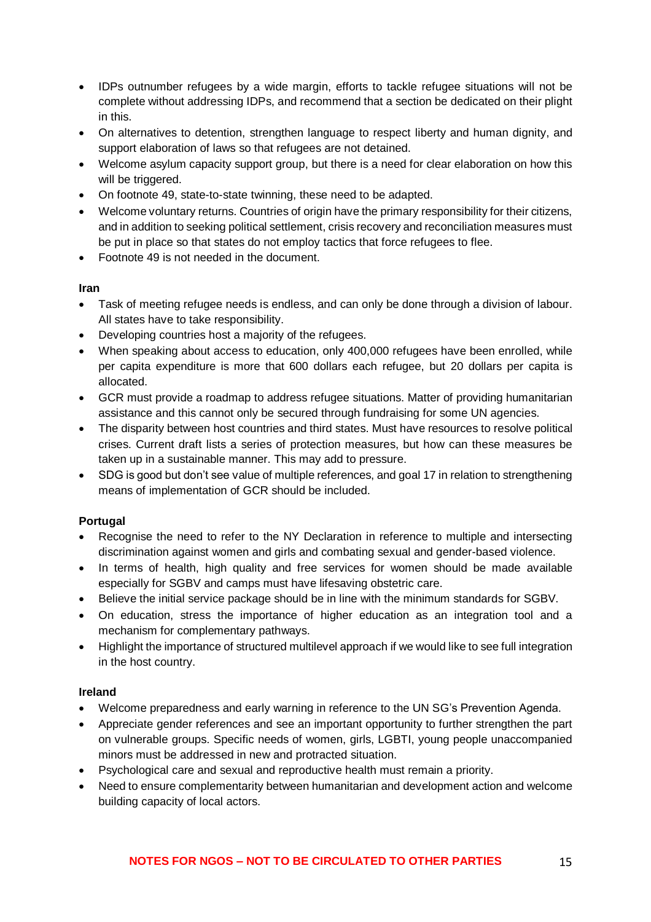- IDPs outnumber refugees by a wide margin, efforts to tackle refugee situations will not be complete without addressing IDPs, and recommend that a section be dedicated on their plight in this.
- On alternatives to detention, strengthen language to respect liberty and human dignity, and support elaboration of laws so that refugees are not detained.
- Welcome asylum capacity support group, but there is a need for clear elaboration on how this will be triggered.
- On footnote 49, state-to-state twinning, these need to be adapted.
- Welcome voluntary returns. Countries of origin have the primary responsibility for their citizens, and in addition to seeking political settlement, crisis recovery and reconciliation measures must be put in place so that states do not employ tactics that force refugees to flee.
- Footnote 49 is not needed in the document.

**Iran**

- Task of meeting refugee needs is endless, and can only be done through a division of labour. All states have to take responsibility.
- Developing countries host a majority of the refugees.
- When speaking about access to education, only 400,000 refugees have been enrolled, while per capita expenditure is more that 600 dollars each refugee, but 20 dollars per capita is allocated.
- GCR must provide a roadmap to address refugee situations. Matter of providing humanitarian assistance and this cannot only be secured through fundraising for some UN agencies.
- The disparity between host countries and third states. Must have resources to resolve political crises. Current draft lists a series of protection measures, but how can these measures be taken up in a sustainable manner. This may add to pressure.
- SDG is good but don't see value of multiple references, and goal 17 in relation to strengthening means of implementation of GCR should be included.

**Portugal**

- Recognise the need to refer to the NY Declaration in reference to multiple and intersecting discrimination against women and girls and combating sexual and gender-based violence.
- In terms of health, high quality and free services for women should be made available especially for SGBV and camps must have lifesaving obstetric care.
- Believe the initial service package should be in line with the minimum standards for SGBV.
- On education, stress the importance of higher education as an integration tool and a mechanism for complementary pathways.
- Highlight the importance of structured multilevel approach if we would like to see full integration in the host country.

**Ireland**

- Welcome preparedness and early warning in reference to the UN SG's Prevention Agenda.
- Appreciate gender references and see an important opportunity to further strengthen the part on vulnerable groups. Specific needs of women, girls, LGBTI, young people unaccompanied minors must be addressed in new and protracted situation.
- Psychological care and sexual and reproductive health must remain a priority.
- Need to ensure complementarity between humanitarian and development action and welcome building capacity of local actors.

NOTES FOR NGOS – NOT TO BE CIRCULATED TO OTHER PARTIES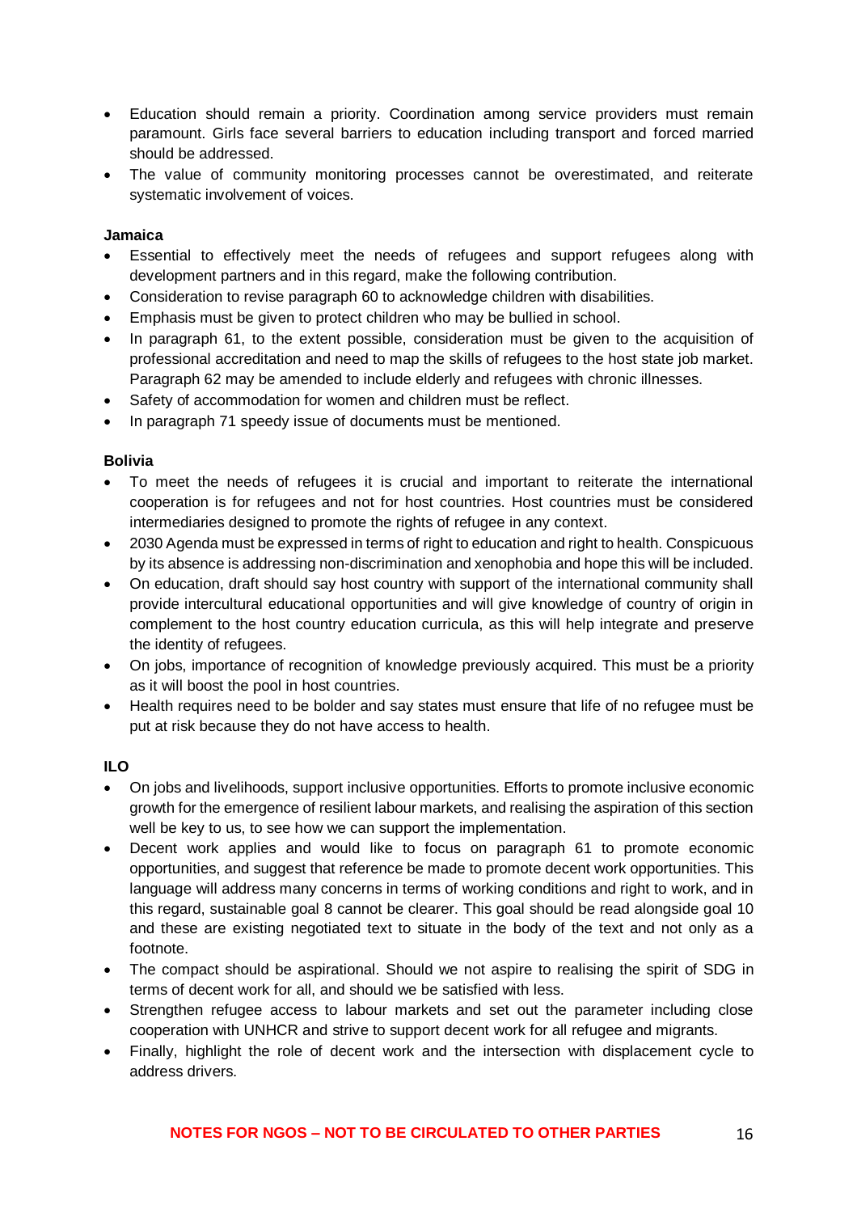- Education should remain a priority. Coordination among service providers must remain paramount. Girls face several barriers to education including transport and forced married should be addressed.
- The value of community monitoring processes cannot be overestimated, and reiterate systematic involvement of voices.

**Jamaica**

- Essential to effectively meet the needs of refugees and support refugees along with development partners and in this regard, make the following contribution.
- Consideration to revise paragraph 60 to acknowledge children with disabilities.
- Emphasis must be given to protect children who may be bullied in school.
- In paragraph 61, to the extent possible, consideration must be given to the acquisition of professional accreditation and need to map the skills of refugees to the host state job market. Paragraph 62 may be amended to include elderly and refugees with chronic illnesses.
- Safety of accommodation for women and children must be reflect.
- In paragraph 71 speedy issue of documents must be mentioned.

**Bolivia**

- To meet the needs of refugees it is crucial and important to reiterate the international cooperation is for refugees and not for host countries. Host countries must be considered intermediaries designed to promote the rights of refugee in any context.
- 2030 Agenda must be expressed in terms of right to education and right to health. Conspicuous by its absence is addressing non-discrimination and xenophobia and hope this will be included.
- On education, draft should say host country with support of the international community shall provide intercultural educational opportunities and will give knowledge of country of origin in complement to the host country education curricula, as this will help integrate and preserve the identity of refugees.
- On jobs, importance of recognition of knowledge previously acquired. This must be a priority as it will boost the pool in host countries.
- Health requires need to be bolder and say states must ensure that life of no refugee must be put at risk because they do not have access to health.

**ILO**

- On jobs and livelihoods, support inclusive opportunities. Efforts to promote inclusive economic growth for the emergence of resilient labour markets, and realising the aspiration of this section well be key to us, to see how we can support the implementation.
- Decent work applies and would like to focus on paragraph 61 to promote economic opportunities, and suggest that reference be made to promote decent work opportunities. This language will address many concerns in terms of working conditions and right to work, and in this regard, sustainable goal 8 cannot be clearer. This goal should be read alongside goal 10 and these are existing negotiated text to situate in the body of the text and not only as a footnote.
- The compact should be aspirational. Should we not aspire to realising the spirit of SDG in terms of decent work for all, and should we be satisfied with less.
- Strengthen refugee access to labour markets and set out the parameter including close cooperation with UNHCR and strive to support decent work for all refugee and migrants.
- Finally, highlight the role of decent work and the intersection with displacement cycle to address drivers.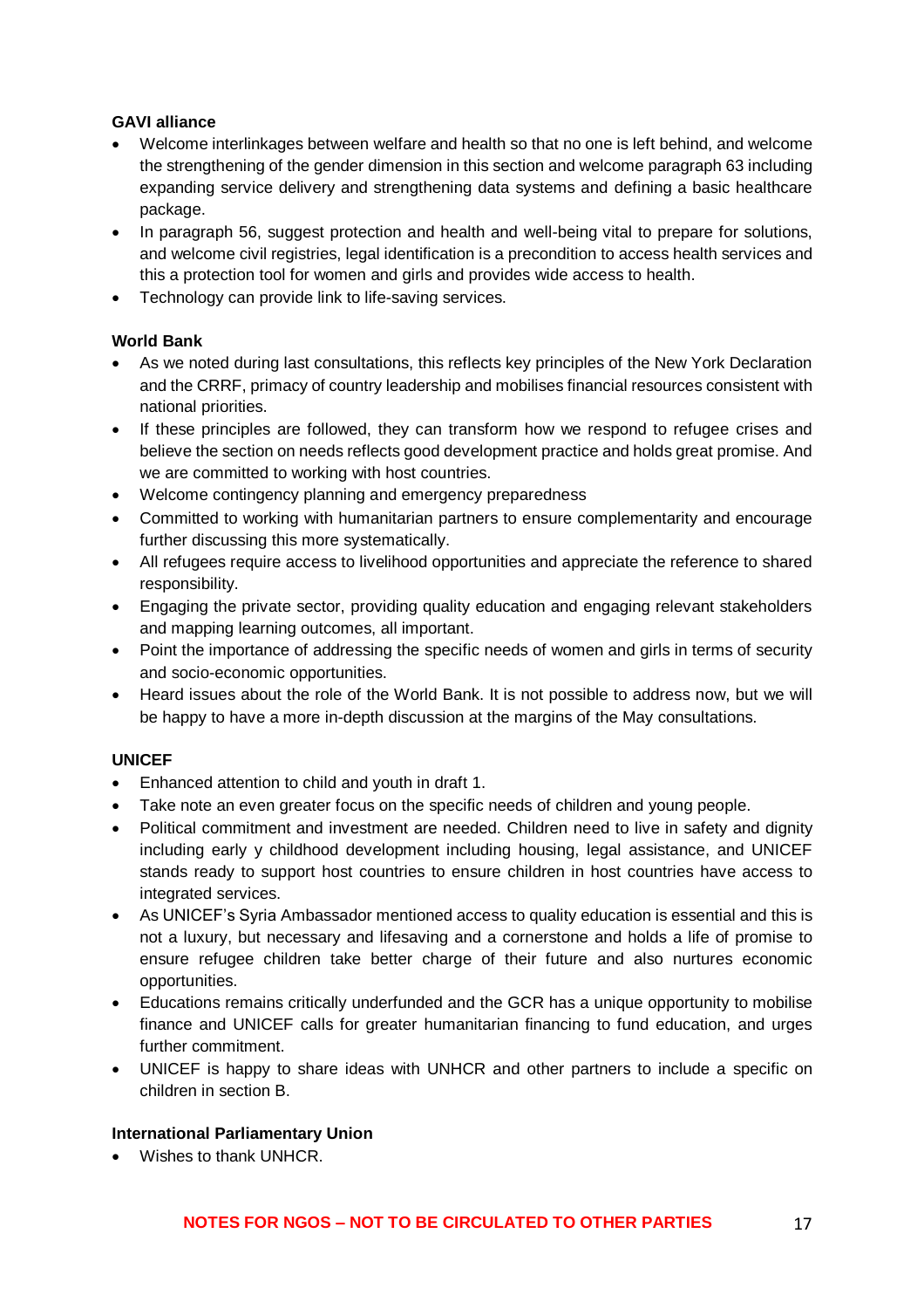**GAVI alliance**

- Welcome interlinkages between welfare and health so that no one is left behind, and welcome the strengthening of the gender dimension in this section and welcome paragraph 63 including expanding service delivery and strengthening data systems and defining a basic healthcare package.
- In paragraph 56, suggest protection and health and well-being vital to prepare for solutions, and welcome civil registries, legal identification is a precondition to access health services and this a protection tool for women and girls and provides wide access to health.
- Technology can provide link to life-saving services.

**World Bank**

- As we noted during last consultations, this reflects key principles of the New York Declaration and the CRRF, primacy of country leadership and mobilises financial resources consistent with national priorities.
- If these principles are followed, they can transform how we respond to refugee crises and believe the section on needs reflects good development practice and holds great promise. And we are committed to working with host countries.
- Welcome contingency planning and emergency preparedness
- Committed to working with humanitarian partners to ensure complementarity and encourage further discussing this more systematically.
- All refugees require access to livelihood opportunities and appreciate the reference to shared responsibility.
- Engaging the private sector, providing quality education and engaging relevant stakeholders and mapping learning outcomes, all important.
- Point the importance of addressing the specific needs of women and girls in terms of security and socio-economic opportunities.
- Heard issues about the role of the World Bank. It is not possible to address now, but we will be happy to have a more in-depth discussion at the margins of the May consultations.

**UNICEF**

- Enhanced attention to child and youth in draft 1.
- Take note an even greater focus on the specific needs of children and young people.
- Political commitment and investment are needed. Children need to live in safety and dignity including early y childhood development including housing, legal assistance, and UNICEF stands ready to support host countries to ensure children in host countries have access to integrated services.
- As UNICEF's Syria Ambassador mentioned access to quality education is essential and this is not a luxury, but necessary and lifesaving and a cornerstone and holds a life of promise to ensure refugee children take better charge of their future and also nurtures economic opportunities.
- Educations remains critically underfunded and the GCR has a unique opportunity to mobilise finance and UNICEF calls for greater humanitarian financing to fund education, and urges further commitment.
- UNICEF is happy to share ideas with UNHCR and other partners to include a specific on children in section B.

**International Parliamentary Union**

- Wishes to thank UNHCR.

NOTES FOR NGOS – NOT TO BE CIRCULATED TO OTHER PARTIES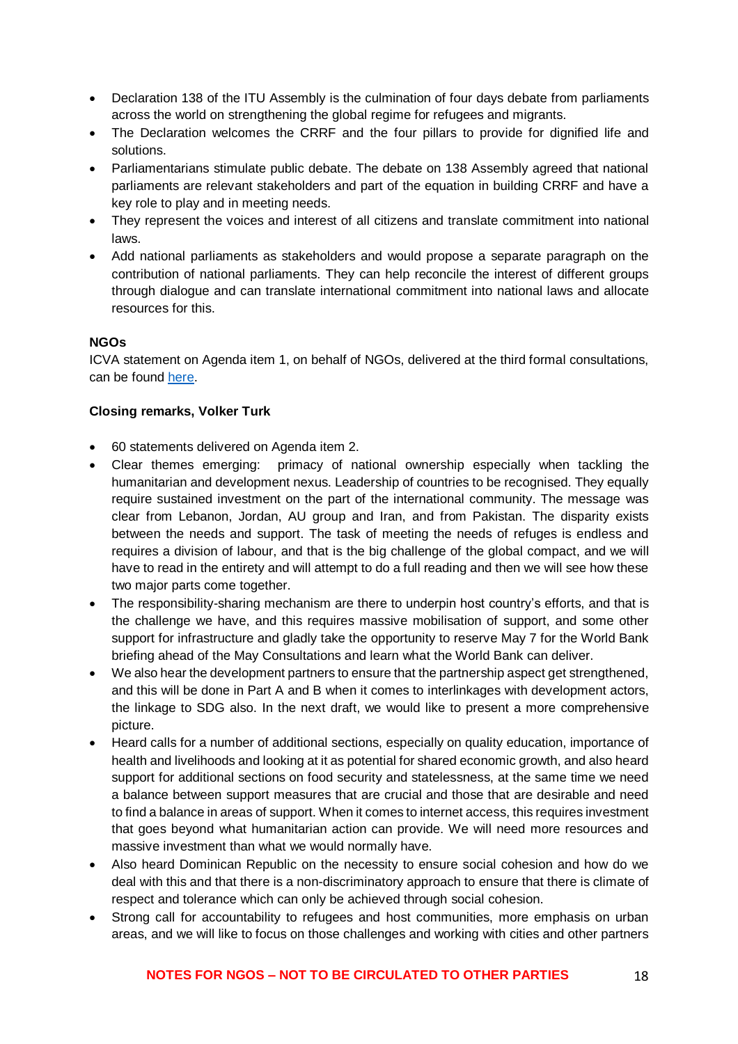- Declaration 138 of the ITU Assembly is the culmination of four days debate from parliaments across the world on strengthening the global regime for refugees and migrants.
- The Declaration welcomes the CRRF and the four pillars to provide for dignified life and solutions.
- Parliamentarians stimulate public debate. The debate on 138 Assembly agreed that national parliaments are relevant stakeholders and part of the equation in building CRRF and have a key role to play and in meeting needs.
- They represent the voices and interest of all citizens and translate commitment into national laws.
- Add national parliaments as stakeholders and would propose a separate paragraph on the contribution of national parliaments. They can help reconcile the interest of different groups through dialogue and can translate international commitment into national laws and allocate resources for this.

**NGOs**

ICVA statement on Agenda item 1, on behalf of NGOs, delivered at the third formal consultations, can be found here.

**Closing remarks, Volker Turk**

- 60 statements delivered on Agenda item 2.
- Clear themes emerging: primacy of national ownership especially when tackling the humanitarian and development nexus. Leadership of countries to be recognised. They equally require sustained investment on the part of the international community. The message was clear from Lebanon, Jordan, AU group and Iran, and from Pakistan. The disparity exists between the needs and support. The task of meeting the needs of refuges is endless and requires a division of labour, and that is the big challenge of the global compact, and we will have to read in the entirety and will attempt to do a full reading and then we will see how these two major parts come together.
- The responsibility-sharing mechanism are there to underpin host country's efforts, and that is the challenge we have, and this requires massive mobilisation of support, and some other support for infrastructure and gladly take the opportunity to reserve May 7 for the World Bank briefing ahead of the May Consultations and learn what the World Bank can deliver.
- We also hear the development partners to ensure that the partnership aspect get strengthened, and this will be done in Part A and B when it comes to interlinkages with development actors, the linkage to SDG also. In the next draft, we would like to present a more comprehensive picture.
- Heard calls for a number of additional sections, especially on quality education, importance of health and livelihoods and looking at it as potential for shared economic growth, and also heard support for additional sections on food security and statelessness, at the same time we need a balance between support measures that are crucial and those that are desirable and need to find a balance in areas of support. When it comes to internet access, this requires investment that goes beyond what humanitarian action can provide. We will need more resources and massive investment than what we would normally have.
- Also heard Dominican Republic on the necessity to ensure social cohesion and how do we deal with this and that there is a non-discriminatory approach to ensure that there is climate of respect and tolerance which can only be achieved through social cohesion.
- Strong call for accountability to refugees and host communities, more emphasis on urban areas, and we will like to focus on those challenges and working with cities and other partners

NOTES FOR NGOS – NOT TO BE CIRCULATED TO OTHER PARTIES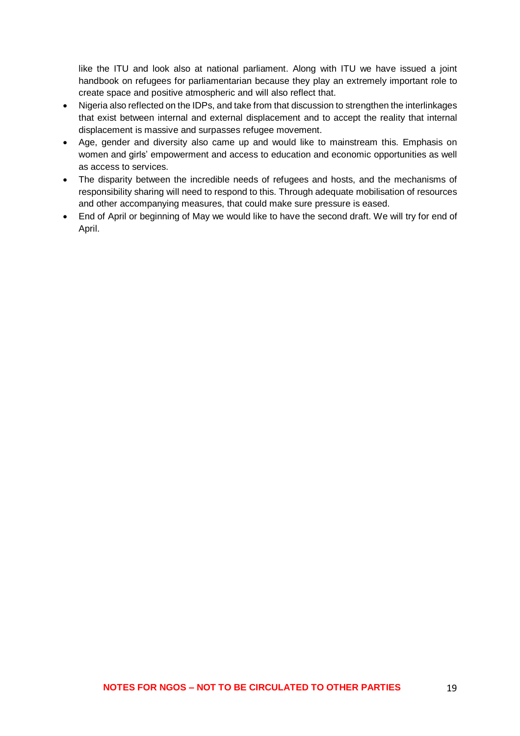like the ITU and look also at national parliament. Along with ITU we have issued a joint handbook on refugees for parliamentarian because they play an extremely important role to create space and positive atmospheric and will also reflect that.

- Nigeria also reflected on the IDPs, and take from that discussion to strengthen the interlinkages that exist between internal and external displacement and to accept the reality that internal displacement is massive and surpasses refugee movement.
- Age, gender and diversity also came up and would like to mainstream this. Emphasis on women and girls' empowerment and access to education and economic opportunities as well as access to services.
- The disparity between the incredible needs of refugees and hosts, and the mechanisms of responsibility sharing will need to respond to this. Through adequate mobilisation of resources and other accompanying measures, that could make sure pressure is eased.
- End of April or beginning of May we would like to have the second draft. We will try for end of April.